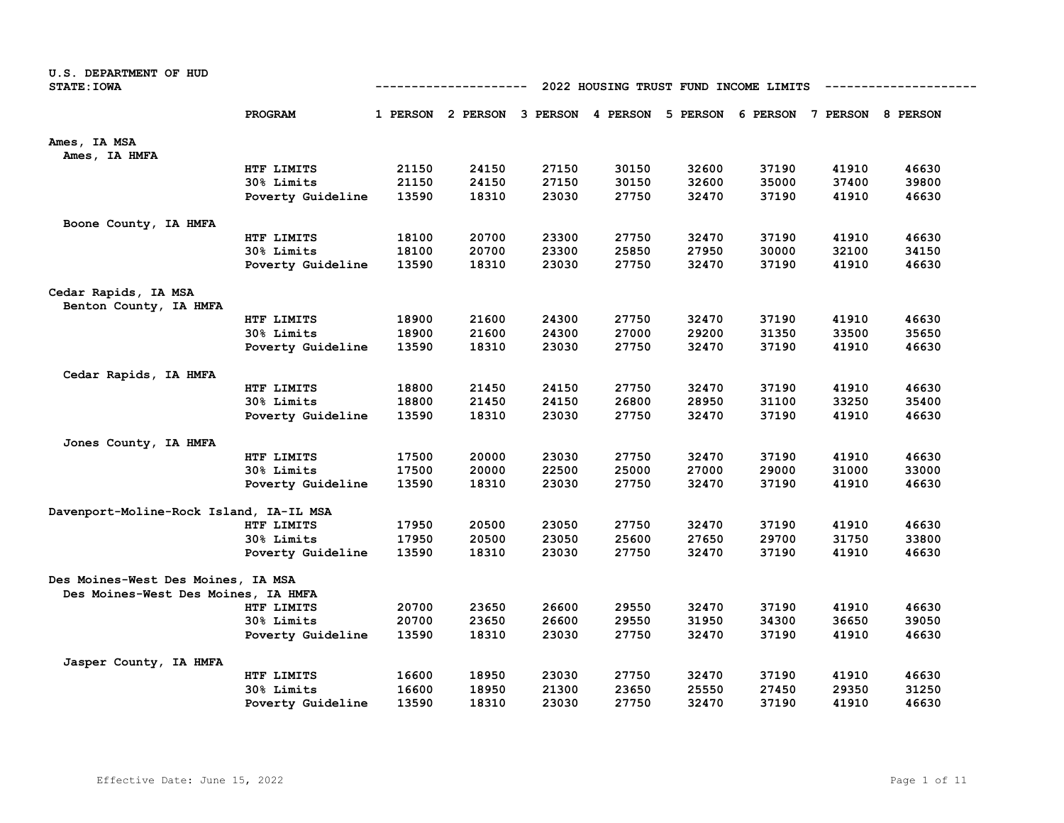U.S. DEPARTMENT OF HUD
STATE:IOWA

## 2022 HOUSING TRUST FUND INCOME LIMITS

| | PROGRAM | 1 PERSON | 2 PERSON | 3 PERSON | 4 PERSON | 5 PERSON | 6 PERSON | 7 PERSON | 8 PERSON |
|---|---|---|---|---|---|---|---|---|---|
| **Ames, IA MSA** | | | | | | | | | |
| Ames, IA HMFA | | | | | | | | | |
| | HTF LIMITS | 21150 | 24150 | 27150 | 30150 | 32600 | 37190 | 41910 | 46630 |
| | 30% Limits | 21150 | 24150 | 27150 | 30150 | 32600 | 35000 | 37400 | 39800 |
| | Poverty Guideline | 13590 | 18310 | 23030 | 27750 | 32470 | 37190 | 41910 | 46630 |
| Boone County, IA HMFA | | | | | | | | | |
| | HTF LIMITS | 18100 | 20700 | 23300 | 27750 | 32470 | 37190 | 41910 | 46630 |
| | 30% Limits | 18100 | 20700 | 23300 | 25850 | 27950 | 30000 | 32100 | 34150 |
| | Poverty Guideline | 13590 | 18310 | 23030 | 27750 | 32470 | 37190 | 41910 | 46630 |
| **Cedar Rapids, IA MSA** | | | | | | | | | |
| Benton County, IA HMFA | | | | | | | | | |
| | HTF LIMITS | 18900 | 21600 | 24300 | 27750 | 32470 | 37190 | 41910 | 46630 |
| | 30% Limits | 18900 | 21600 | 24300 | 27000 | 29200 | 31350 | 33500 | 35650 |
| | Poverty Guideline | 13590 | 18310 | 23030 | 27750 | 32470 | 37190 | 41910 | 46630 |
| Cedar Rapids, IA HMFA | | | | | | | | | |
| | HTF LIMITS | 18800 | 21450 | 24150 | 27750 | 32470 | 37190 | 41910 | 46630 |
| | 30% Limits | 18800 | 21450 | 24150 | 26800 | 28950 | 31100 | 33250 | 35400 |
| | Poverty Guideline | 13590 | 18310 | 23030 | 27750 | 32470 | 37190 | 41910 | 46630 |
| Jones County, IA HMFA | | | | | | | | | |
| | HTF LIMITS | 17500 | 20000 | 23030 | 27750 | 32470 | 37190 | 41910 | 46630 |
| | 30% Limits | 17500 | 20000 | 22500 | 25000 | 27000 | 29000 | 31000 | 33000 |
| | Poverty Guideline | 13590 | 18310 | 23030 | 27750 | 32470 | 37190 | 41910 | 46630 |
| **Davenport-Moline-Rock Island, IA-IL MSA** | | | | | | | | | |
| | HTF LIMITS | 17950 | 20500 | 23050 | 27750 | 32470 | 37190 | 41910 | 46630 |
| | 30% Limits | 17950 | 20500 | 23050 | 25600 | 27650 | 29700 | 31750 | 33800 |
| | Poverty Guideline | 13590 | 18310 | 23030 | 27750 | 32470 | 37190 | 41910 | 46630 |
| **Des Moines-West Des Moines, IA MSA** | | | | | | | | | |
| Des Moines-West Des Moines, IA HMFA | | | | | | | | | |
| | HTF LIMITS | 20700 | 23650 | 26600 | 29550 | 32470 | 37190 | 41910 | 46630 |
| | 30% Limits | 20700 | 23650 | 26600 | 29550 | 31950 | 34300 | 36650 | 39050 |
| | Poverty Guideline | 13590 | 18310 | 23030 | 27750 | 32470 | 37190 | 41910 | 46630 |
| Jasper County, IA HMFA | | | | | | | | | |
| | HTF LIMITS | 16600 | 18950 | 23030 | 27750 | 32470 | 37190 | 41910 | 46630 |
| | 30% Limits | 16600 | 18950 | 21300 | 23650 | 25550 | 27450 | 29350 | 31250 |
| | Poverty Guideline | 13590 | 18310 | 23030 | 27750 | 32470 | 37190 | 41910 | 46630 |

Effective Date: June 15, 2022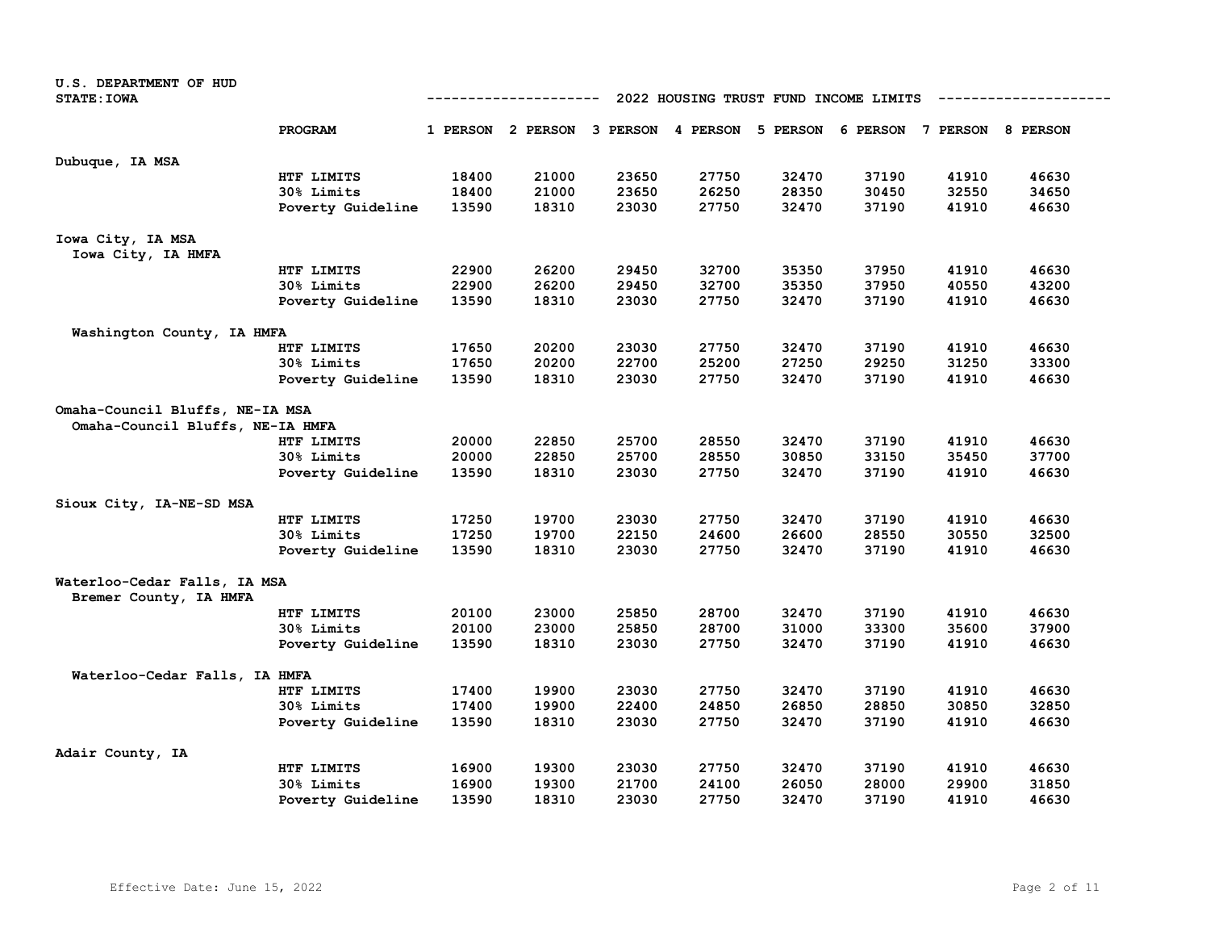U.S. DEPARTMENT OF HUD
STATE: IOWA

## 2022 HOUSING TRUST FUND INCOME LIMITS

| Area | PROGRAM | 1 PERSON | 2 PERSON | 3 PERSON | 4 PERSON | 5 PERSON | 6 PERSON | 7 PERSON | 8 PERSON |
|---|---|---|---|---|---|---|---|---|---|
| **Dubuque, IA MSA** | | | | | | | | | |
| | HTF LIMITS | 18400 | 21000 | 23650 | 27750 | 32470 | 37190 | 41910 | 46630 |
| | 30% Limits | 18400 | 21000 | 23650 | 26250 | 28350 | 30450 | 32550 | 34650 |
| | Poverty Guideline | 13590 | 18310 | 23030 | 27750 | 32470 | 37190 | 41910 | 46630 |
| **Iowa City, IA MSA** | | | | | | | | | |
| Iowa City, IA HMFA | | | | | | | | | |
| | HTF LIMITS | 22900 | 26200 | 29450 | 32700 | 35350 | 37950 | 41910 | 46630 |
| | 30% Limits | 22900 | 26200 | 29450 | 32700 | 35350 | 37950 | 40550 | 43200 |
| | Poverty Guideline | 13590 | 18310 | 23030 | 27750 | 32470 | 37190 | 41910 | 46630 |
| Washington County, IA HMFA | | | | | | | | | |
| | HTF LIMITS | 17650 | 20200 | 23030 | 27750 | 32470 | 37190 | 41910 | 46630 |
| | 30% Limits | 17650 | 20200 | 22700 | 25200 | 27250 | 29250 | 31250 | 33300 |
| | Poverty Guideline | 13590 | 18310 | 23030 | 27750 | 32470 | 37190 | 41910 | 46630 |
| **Omaha-Council Bluffs, NE-IA MSA** | | | | | | | | | |
| Omaha-Council Bluffs, NE-IA HMFA | | | | | | | | | |
| | HTF LIMITS | 20000 | 22850 | 25700 | 28550 | 32470 | 37190 | 41910 | 46630 |
| | 30% Limits | 20000 | 22850 | 25700 | 28550 | 30850 | 33150 | 35450 | 37700 |
| | Poverty Guideline | 13590 | 18310 | 23030 | 27750 | 32470 | 37190 | 41910 | 46630 |
| **Sioux City, IA-NE-SD MSA** | | | | | | | | | |
| | HTF LIMITS | 17250 | 19700 | 23030 | 27750 | 32470 | 37190 | 41910 | 46630 |
| | 30% Limits | 17250 | 19700 | 22150 | 24600 | 26600 | 28550 | 30550 | 32500 |
| | Poverty Guideline | 13590 | 18310 | 23030 | 27750 | 32470 | 37190 | 41910 | 46630 |
| **Waterloo-Cedar Falls, IA MSA** | | | | | | | | | |
| Bremer County, IA HMFA | | | | | | | | | |
| | HTF LIMITS | 20100 | 23000 | 25850 | 28700 | 32470 | 37190 | 41910 | 46630 |
| | 30% Limits | 20100 | 23000 | 25850 | 28700 | 31000 | 33300 | 35600 | 37900 |
| | Poverty Guideline | 13590 | 18310 | 23030 | 27750 | 32470 | 37190 | 41910 | 46630 |
| Waterloo-Cedar Falls, IA HMFA | | | | | | | | | |
| | HTF LIMITS | 17400 | 19900 | 23030 | 27750 | 32470 | 37190 | 41910 | 46630 |
| | 30% Limits | 17400 | 19900 | 22400 | 24850 | 26850 | 28850 | 30850 | 32850 |
| | Poverty Guideline | 13590 | 18310 | 23030 | 27750 | 32470 | 37190 | 41910 | 46630 |
| **Adair County, IA** | | | | | | | | | |
| | HTF LIMITS | 16900 | 19300 | 23030 | 27750 | 32470 | 37190 | 41910 | 46630 |
| | 30% Limits | 16900 | 19300 | 21700 | 24100 | 26050 | 28000 | 29900 | 31850 |
| | Poverty Guideline | 13590 | 18310 | 23030 | 27750 | 32470 | 37190 | 41910 | 46630 |

Effective Date: June 15, 2022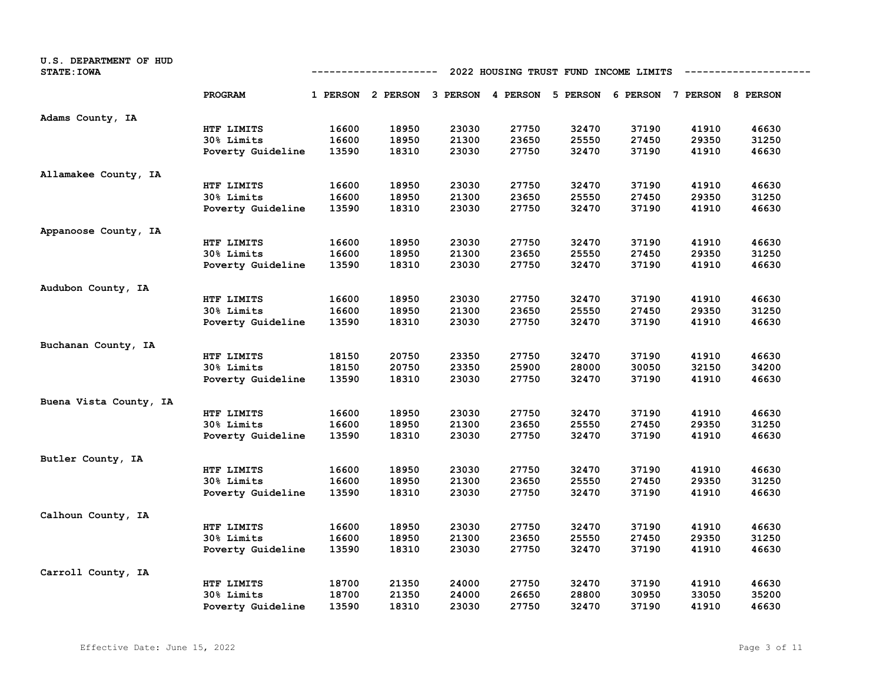U.S. DEPARTMENT OF HUD
STATE:IOWA

## 2022 HOUSING TRUST FUND INCOME LIMITS

| | PROGRAM | 1 PERSON | 2 PERSON | 3 PERSON | 4 PERSON | 5 PERSON | 6 PERSON | 7 PERSON | 8 PERSON |
|---|---|---|---|---|---|---|---|---|---|
| Adams County, IA | | | | | | | | | |
| | HTF LIMITS | 16600 | 18950 | 23030 | 27750 | 32470 | 37190 | 41910 | 46630 |
| | 30% Limits | 16600 | 18950 | 21300 | 23650 | 25550 | 27450 | 29350 | 31250 |
| | Poverty Guideline | 13590 | 18310 | 23030 | 27750 | 32470 | 37190 | 41910 | 46630 |
| Allamakee County, IA | | | | | | | | | |
| | HTF LIMITS | 16600 | 18950 | 23030 | 27750 | 32470 | 37190 | 41910 | 46630 |
| | 30% Limits | 16600 | 18950 | 21300 | 23650 | 25550 | 27450 | 29350 | 31250 |
| | Poverty Guideline | 13590 | 18310 | 23030 | 27750 | 32470 | 37190 | 41910 | 46630 |
| Appanoose County, IA | | | | | | | | | |
| | HTF LIMITS | 16600 | 18950 | 23030 | 27750 | 32470 | 37190 | 41910 | 46630 |
| | 30% Limits | 16600 | 18950 | 21300 | 23650 | 25550 | 27450 | 29350 | 31250 |
| | Poverty Guideline | 13590 | 18310 | 23030 | 27750 | 32470 | 37190 | 41910 | 46630 |
| Audubon County, IA | | | | | | | | | |
| | HTF LIMITS | 16600 | 18950 | 23030 | 27750 | 32470 | 37190 | 41910 | 46630 |
| | 30% Limits | 16600 | 18950 | 21300 | 23650 | 25550 | 27450 | 29350 | 31250 |
| | Poverty Guideline | 13590 | 18310 | 23030 | 27750 | 32470 | 37190 | 41910 | 46630 |
| Buchanan County, IA | | | | | | | | | |
| | HTF LIMITS | 18150 | 20750 | 23350 | 27750 | 32470 | 37190 | 41910 | 46630 |
| | 30% Limits | 18150 | 20750 | 23350 | 25900 | 28000 | 30050 | 32150 | 34200 |
| | Poverty Guideline | 13590 | 18310 | 23030 | 27750 | 32470 | 37190 | 41910 | 46630 |
| Buena Vista County, IA | | | | | | | | | |
| | HTF LIMITS | 16600 | 18950 | 23030 | 27750 | 32470 | 37190 | 41910 | 46630 |
| | 30% Limits | 16600 | 18950 | 21300 | 23650 | 25550 | 27450 | 29350 | 31250 |
| | Poverty Guideline | 13590 | 18310 | 23030 | 27750 | 32470 | 37190 | 41910 | 46630 |
| Butler County, IA | | | | | | | | | |
| | HTF LIMITS | 16600 | 18950 | 23030 | 27750 | 32470 | 37190 | 41910 | 46630 |
| | 30% Limits | 16600 | 18950 | 21300 | 23650 | 25550 | 27450 | 29350 | 31250 |
| | Poverty Guideline | 13590 | 18310 | 23030 | 27750 | 32470 | 37190 | 41910 | 46630 |
| Calhoun County, IA | | | | | | | | | |
| | HTF LIMITS | 16600 | 18950 | 23030 | 27750 | 32470 | 37190 | 41910 | 46630 |
| | 30% Limits | 16600 | 18950 | 21300 | 23650 | 25550 | 27450 | 29350 | 31250 |
| | Poverty Guideline | 13590 | 18310 | 23030 | 27750 | 32470 | 37190 | 41910 | 46630 |
| Carroll County, IA | | | | | | | | | |
| | HTF LIMITS | 18700 | 21350 | 24000 | 27750 | 32470 | 37190 | 41910 | 46630 |
| | 30% Limits | 18700 | 21350 | 24000 | 26650 | 28800 | 30950 | 33050 | 35200 |
| | Poverty Guideline | 13590 | 18310 | 23030 | 27750 | 32470 | 37190 | 41910 | 46630 |

Effective Date: June 15, 2022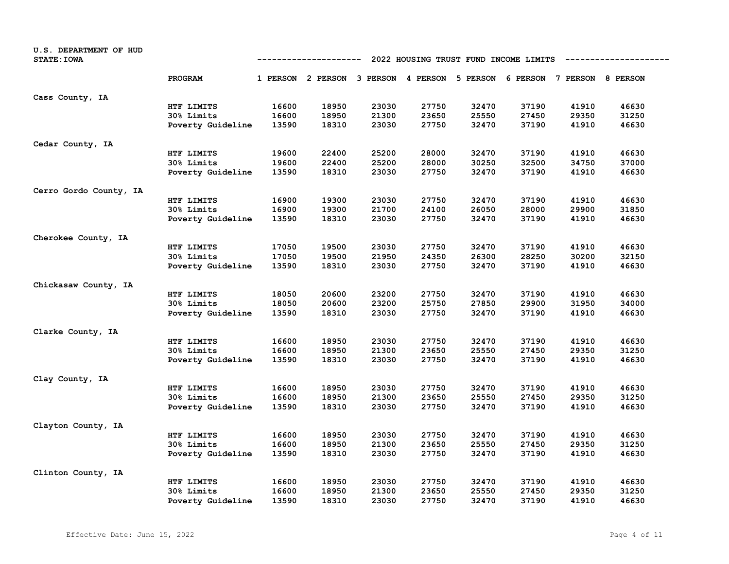U.S. DEPARTMENT OF HUD
STATE: IOWA

## 2022 HOUSING TRUST FUND INCOME LIMITS

| | PROGRAM | 1 PERSON | 2 PERSON | 3 PERSON | 4 PERSON | 5 PERSON | 6 PERSON | 7 PERSON | 8 PERSON |
|---|---|---|---|---|---|---|---|---|---|
| Cass County, IA | | | | | | | | | |
| | HTF LIMITS | 16600 | 18950 | 23030 | 27750 | 32470 | 37190 | 41910 | 46630 |
| | 30% Limits | 16600 | 18950 | 21300 | 23650 | 25550 | 27450 | 29350 | 31250 |
| | Poverty Guideline | 13590 | 18310 | 23030 | 27750 | 32470 | 37190 | 41910 | 46630 |
| Cedar County, IA | | | | | | | | | |
| | HTF LIMITS | 19600 | 22400 | 25200 | 28000 | 32470 | 37190 | 41910 | 46630 |
| | 30% Limits | 19600 | 22400 | 25200 | 28000 | 30250 | 32500 | 34750 | 37000 |
| | Poverty Guideline | 13590 | 18310 | 23030 | 27750 | 32470 | 37190 | 41910 | 46630 |
| Cerro Gordo County, IA | | | | | | | | | |
| | HTF LIMITS | 16900 | 19300 | 23030 | 27750 | 32470 | 37190 | 41910 | 46630 |
| | 30% Limits | 16900 | 19300 | 21700 | 24100 | 26050 | 28000 | 29900 | 31850 |
| | Poverty Guideline | 13590 | 18310 | 23030 | 27750 | 32470 | 37190 | 41910 | 46630 |
| Cherokee County, IA | | | | | | | | | |
| | HTF LIMITS | 17050 | 19500 | 23030 | 27750 | 32470 | 37190 | 41910 | 46630 |
| | 30% Limits | 17050 | 19500 | 21950 | 24350 | 26300 | 28250 | 30200 | 32150 |
| | Poverty Guideline | 13590 | 18310 | 23030 | 27750 | 32470 | 37190 | 41910 | 46630 |
| Chickasaw County, IA | | | | | | | | | |
| | HTF LIMITS | 18050 | 20600 | 23200 | 27750 | 32470 | 37190 | 41910 | 46630 |
| | 30% Limits | 18050 | 20600 | 23200 | 25750 | 27850 | 29900 | 31950 | 34000 |
| | Poverty Guideline | 13590 | 18310 | 23030 | 27750 | 32470 | 37190 | 41910 | 46630 |
| Clarke County, IA | | | | | | | | | |
| | HTF LIMITS | 16600 | 18950 | 23030 | 27750 | 32470 | 37190 | 41910 | 46630 |
| | 30% Limits | 16600 | 18950 | 21300 | 23650 | 25550 | 27450 | 29350 | 31250 |
| | Poverty Guideline | 13590 | 18310 | 23030 | 27750 | 32470 | 37190 | 41910 | 46630 |
| Clay County, IA | | | | | | | | | |
| | HTF LIMITS | 16600 | 18950 | 23030 | 27750 | 32470 | 37190 | 41910 | 46630 |
| | 30% Limits | 16600 | 18950 | 21300 | 23650 | 25550 | 27450 | 29350 | 31250 |
| | Poverty Guideline | 13590 | 18310 | 23030 | 27750 | 32470 | 37190 | 41910 | 46630 |
| Clayton County, IA | | | | | | | | | |
| | HTF LIMITS | 16600 | 18950 | 23030 | 27750 | 32470 | 37190 | 41910 | 46630 |
| | 30% Limits | 16600 | 18950 | 21300 | 23650 | 25550 | 27450 | 29350 | 31250 |
| | Poverty Guideline | 13590 | 18310 | 23030 | 27750 | 32470 | 37190 | 41910 | 46630 |
| Clinton County, IA | | | | | | | | | |
| | HTF LIMITS | 16600 | 18950 | 23030 | 27750 | 32470 | 37190 | 41910 | 46630 |
| | 30% Limits | 16600 | 18950 | 21300 | 23650 | 25550 | 27450 | 29350 | 31250 |
| | Poverty Guideline | 13590 | 18310 | 23030 | 27750 | 32470 | 37190 | 41910 | 46630 |

Effective Date: June 15, 2022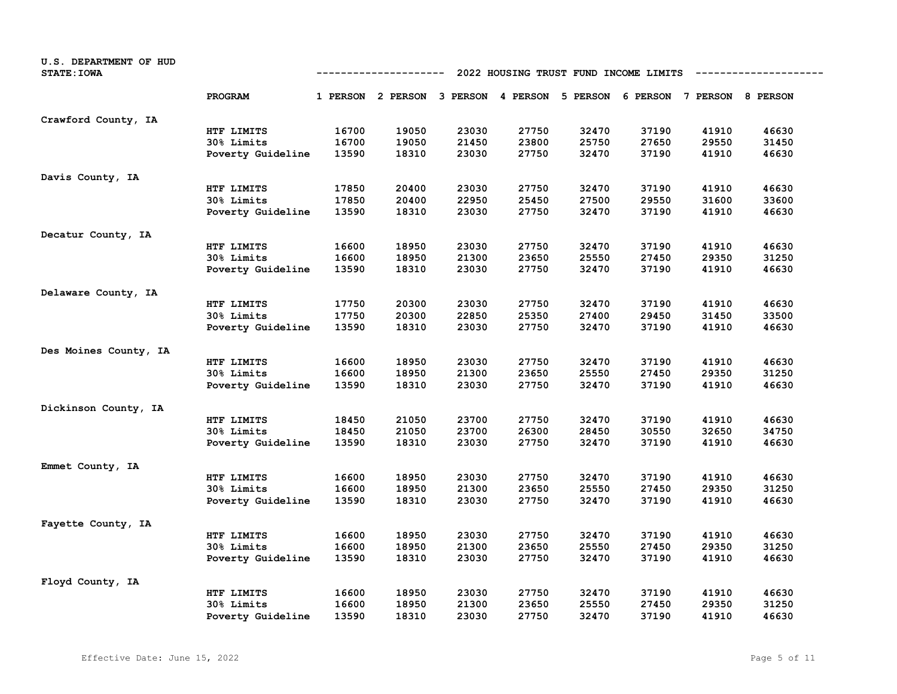U.S. DEPARTMENT OF HUD
STATE: IOWA

## 2022 HOUSING TRUST FUND INCOME LIMITS

| | PROGRAM | 1 PERSON | 2 PERSON | 3 PERSON | 4 PERSON | 5 PERSON | 6 PERSON | 7 PERSON | 8 PERSON |
|---|---|---|---|---|---|---|---|---|---|
| Crawford County, IA | | | | | | | | | |
| | HTF LIMITS | 16700 | 19050 | 23030 | 27750 | 32470 | 37190 | 41910 | 46630 |
| | 30% Limits | 16700 | 19050 | 21450 | 23800 | 25750 | 27650 | 29550 | 31450 |
| | Poverty Guideline | 13590 | 18310 | 23030 | 27750 | 32470 | 37190 | 41910 | 46630 |
| Davis County, IA | | | | | | | | | |
| | HTF LIMITS | 17850 | 20400 | 23030 | 27750 | 32470 | 37190 | 41910 | 46630 |
| | 30% Limits | 17850 | 20400 | 22950 | 25450 | 27500 | 29550 | 31600 | 33600 |
| | Poverty Guideline | 13590 | 18310 | 23030 | 27750 | 32470 | 37190 | 41910 | 46630 |
| Decatur County, IA | | | | | | | | | |
| | HTF LIMITS | 16600 | 18950 | 23030 | 27750 | 32470 | 37190 | 41910 | 46630 |
| | 30% Limits | 16600 | 18950 | 21300 | 23650 | 25550 | 27450 | 29350 | 31250 |
| | Poverty Guideline | 13590 | 18310 | 23030 | 27750 | 32470 | 37190 | 41910 | 46630 |
| Delaware County, IA | | | | | | | | | |
| | HTF LIMITS | 17750 | 20300 | 23030 | 27750 | 32470 | 37190 | 41910 | 46630 |
| | 30% Limits | 17750 | 20300 | 22850 | 25350 | 27400 | 29450 | 31450 | 33500 |
| | Poverty Guideline | 13590 | 18310 | 23030 | 27750 | 32470 | 37190 | 41910 | 46630 |
| Des Moines County, IA | | | | | | | | | |
| | HTF LIMITS | 16600 | 18950 | 23030 | 27750 | 32470 | 37190 | 41910 | 46630 |
| | 30% Limits | 16600 | 18950 | 21300 | 23650 | 25550 | 27450 | 29350 | 31250 |
| | Poverty Guideline | 13590 | 18310 | 23030 | 27750 | 32470 | 37190 | 41910 | 46630 |
| Dickinson County, IA | | | | | | | | | |
| | HTF LIMITS | 18450 | 21050 | 23700 | 27750 | 32470 | 37190 | 41910 | 46630 |
| | 30% Limits | 18450 | 21050 | 23700 | 26300 | 28450 | 30550 | 32650 | 34750 |
| | Poverty Guideline | 13590 | 18310 | 23030 | 27750 | 32470 | 37190 | 41910 | 46630 |
| Emmet County, IA | | | | | | | | | |
| | HTF LIMITS | 16600 | 18950 | 23030 | 27750 | 32470 | 37190 | 41910 | 46630 |
| | 30% Limits | 16600 | 18950 | 21300 | 23650 | 25550 | 27450 | 29350 | 31250 |
| | Poverty Guideline | 13590 | 18310 | 23030 | 27750 | 32470 | 37190 | 41910 | 46630 |
| Fayette County, IA | | | | | | | | | |
| | HTF LIMITS | 16600 | 18950 | 23030 | 27750 | 32470 | 37190 | 41910 | 46630 |
| | 30% Limits | 16600 | 18950 | 21300 | 23650 | 25550 | 27450 | 29350 | 31250 |
| | Poverty Guideline | 13590 | 18310 | 23030 | 27750 | 32470 | 37190 | 41910 | 46630 |
| Floyd County, IA | | | | | | | | | |
| | HTF LIMITS | 16600 | 18950 | 23030 | 27750 | 32470 | 37190 | 41910 | 46630 |
| | 30% Limits | 16600 | 18950 | 21300 | 23650 | 25550 | 27450 | 29350 | 31250 |
| | Poverty Guideline | 13590 | 18310 | 23030 | 27750 | 32470 | 37190 | 41910 | 46630 |

Effective Date: June 15, 2022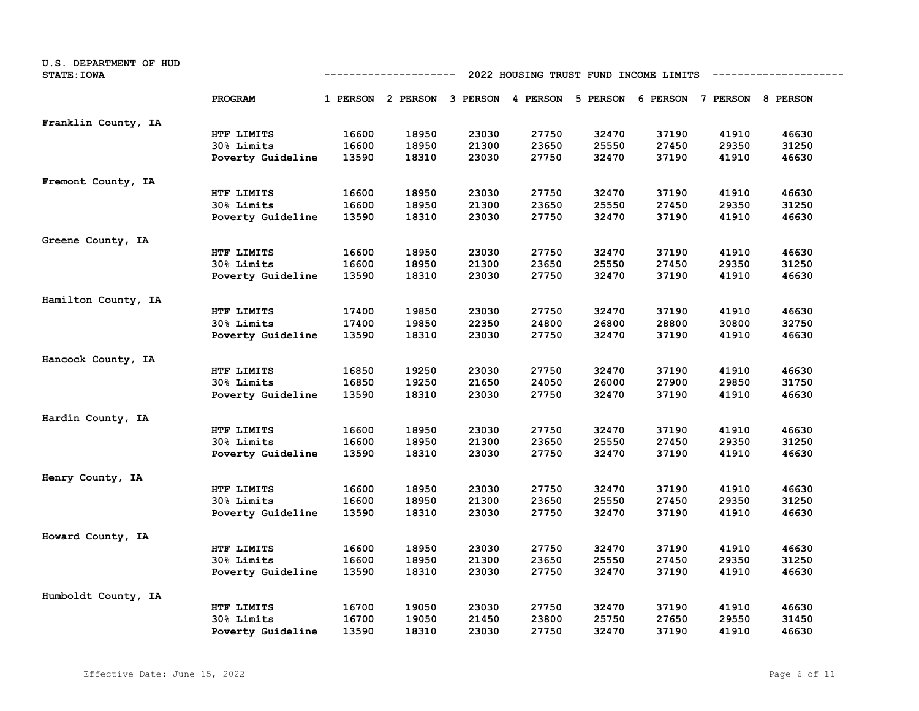U.S. DEPARTMENT OF HUD
STATE: IOWA

2022 HOUSING TRUST FUND INCOME LIMITS

| | PROGRAM | 1 PERSON | 2 PERSON | 3 PERSON | 4 PERSON | 5 PERSON | 6 PERSON | 7 PERSON | 8 PERSON |
|---|---|---|---|---|---|---|---|---|---|
| Franklin County, IA | | | | | | | | | |
| | HTF LIMITS | 16600 | 18950 | 23030 | 27750 | 32470 | 37190 | 41910 | 46630 |
| | 30% Limits | 16600 | 18950 | 21300 | 23650 | 25550 | 27450 | 29350 | 31250 |
| | Poverty Guideline | 13590 | 18310 | 23030 | 27750 | 32470 | 37190 | 41910 | 46630 |
| Fremont County, IA | | | | | | | | | |
| | HTF LIMITS | 16600 | 18950 | 23030 | 27750 | 32470 | 37190 | 41910 | 46630 |
| | 30% Limits | 16600 | 18950 | 21300 | 23650 | 25550 | 27450 | 29350 | 31250 |
| | Poverty Guideline | 13590 | 18310 | 23030 | 27750 | 32470 | 37190 | 41910 | 46630 |
| Greene County, IA | | | | | | | | | |
| | HTF LIMITS | 16600 | 18950 | 23030 | 27750 | 32470 | 37190 | 41910 | 46630 |
| | 30% Limits | 16600 | 18950 | 21300 | 23650 | 25550 | 27450 | 29350 | 31250 |
| | Poverty Guideline | 13590 | 18310 | 23030 | 27750 | 32470 | 37190 | 41910 | 46630 |
| Hamilton County, IA | | | | | | | | | |
| | HTF LIMITS | 17400 | 19850 | 23030 | 27750 | 32470 | 37190 | 41910 | 46630 |
| | 30% Limits | 17400 | 19850 | 22350 | 24800 | 26800 | 28800 | 30800 | 32750 |
| | Poverty Guideline | 13590 | 18310 | 23030 | 27750 | 32470 | 37190 | 41910 | 46630 |
| Hancock County, IA | | | | | | | | | |
| | HTF LIMITS | 16850 | 19250 | 23030 | 27750 | 32470 | 37190 | 41910 | 46630 |
| | 30% Limits | 16850 | 19250 | 21650 | 24050 | 26000 | 27900 | 29850 | 31750 |
| | Poverty Guideline | 13590 | 18310 | 23030 | 27750 | 32470 | 37190 | 41910 | 46630 |
| Hardin County, IA | | | | | | | | | |
| | HTF LIMITS | 16600 | 18950 | 23030 | 27750 | 32470 | 37190 | 41910 | 46630 |
| | 30% Limits | 16600 | 18950 | 21300 | 23650 | 25550 | 27450 | 29350 | 31250 |
| | Poverty Guideline | 13590 | 18310 | 23030 | 27750 | 32470 | 37190 | 41910 | 46630 |
| Henry County, IA | | | | | | | | | |
| | HTF LIMITS | 16600 | 18950 | 23030 | 27750 | 32470 | 37190 | 41910 | 46630 |
| | 30% Limits | 16600 | 18950 | 21300 | 23650 | 25550 | 27450 | 29350 | 31250 |
| | Poverty Guideline | 13590 | 18310 | 23030 | 27750 | 32470 | 37190 | 41910 | 46630 |
| Howard County, IA | | | | | | | | | |
| | HTF LIMITS | 16600 | 18950 | 23030 | 27750 | 32470 | 37190 | 41910 | 46630 |
| | 30% Limits | 16600 | 18950 | 21300 | 23650 | 25550 | 27450 | 29350 | 31250 |
| | Poverty Guideline | 13590 | 18310 | 23030 | 27750 | 32470 | 37190 | 41910 | 46630 |
| Humboldt County, IA | | | | | | | | | |
| | HTF LIMITS | 16700 | 19050 | 23030 | 27750 | 32470 | 37190 | 41910 | 46630 |
| | 30% Limits | 16700 | 19050 | 21450 | 23800 | 25750 | 27650 | 29550 | 31450 |
| | Poverty Guideline | 13590 | 18310 | 23030 | 27750 | 32470 | 37190 | 41910 | 46630 |

Effective Date: June 15, 2022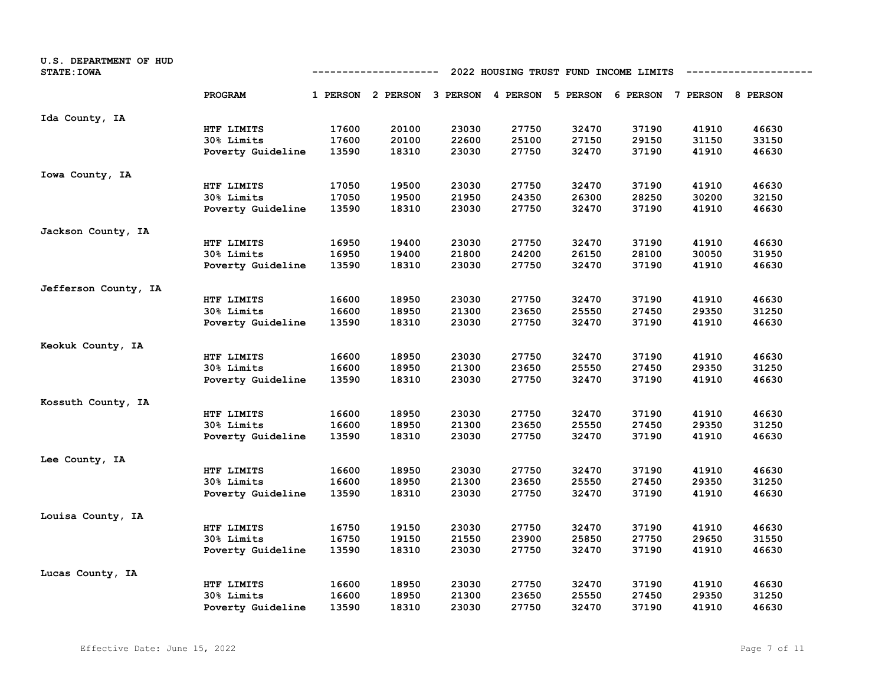U.S. DEPARTMENT OF HUD
STATE: IOWA

## 2022 HOUSING TRUST FUND INCOME LIMITS

| | PROGRAM | 1 PERSON | 2 PERSON | 3 PERSON | 4 PERSON | 5 PERSON | 6 PERSON | 7 PERSON | 8 PERSON |
|---|---|---|---|---|---|---|---|---|---|
| Ida County, IA | | | | | | | | | |
| | HTF LIMITS | 17600 | 20100 | 23030 | 27750 | 32470 | 37190 | 41910 | 46630 |
| | 30% Limits | 17600 | 20100 | 22600 | 25100 | 27150 | 29150 | 31150 | 33150 |
| | Poverty Guideline | 13590 | 18310 | 23030 | 27750 | 32470 | 37190 | 41910 | 46630 |
| Iowa County, IA | | | | | | | | | |
| | HTF LIMITS | 17050 | 19500 | 23030 | 27750 | 32470 | 37190 | 41910 | 46630 |
| | 30% Limits | 17050 | 19500 | 21950 | 24350 | 26300 | 28250 | 30200 | 32150 |
| | Poverty Guideline | 13590 | 18310 | 23030 | 27750 | 32470 | 37190 | 41910 | 46630 |
| Jackson County, IA | | | | | | | | | |
| | HTF LIMITS | 16950 | 19400 | 23030 | 27750 | 32470 | 37190 | 41910 | 46630 |
| | 30% Limits | 16950 | 19400 | 21800 | 24200 | 26150 | 28100 | 30050 | 31950 |
| | Poverty Guideline | 13590 | 18310 | 23030 | 27750 | 32470 | 37190 | 41910 | 46630 |
| Jefferson County, IA | | | | | | | | | |
| | HTF LIMITS | 16600 | 18950 | 23030 | 27750 | 32470 | 37190 | 41910 | 46630 |
| | 30% Limits | 16600 | 18950 | 21300 | 23650 | 25550 | 27450 | 29350 | 31250 |
| | Poverty Guideline | 13590 | 18310 | 23030 | 27750 | 32470 | 37190 | 41910 | 46630 |
| Keokuk County, IA | | | | | | | | | |
| | HTF LIMITS | 16600 | 18950 | 23030 | 27750 | 32470 | 37190 | 41910 | 46630 |
| | 30% Limits | 16600 | 18950 | 21300 | 23650 | 25550 | 27450 | 29350 | 31250 |
| | Poverty Guideline | 13590 | 18310 | 23030 | 27750 | 32470 | 37190 | 41910 | 46630 |
| Kossuth County, IA | | | | | | | | | |
| | HTF LIMITS | 16600 | 18950 | 23030 | 27750 | 32470 | 37190 | 41910 | 46630 |
| | 30% Limits | 16600 | 18950 | 21300 | 23650 | 25550 | 27450 | 29350 | 31250 |
| | Poverty Guideline | 13590 | 18310 | 23030 | 27750 | 32470 | 37190 | 41910 | 46630 |
| Lee County, IA | | | | | | | | | |
| | HTF LIMITS | 16600 | 18950 | 23030 | 27750 | 32470 | 37190 | 41910 | 46630 |
| | 30% Limits | 16600 | 18950 | 21300 | 23650 | 25550 | 27450 | 29350 | 31250 |
| | Poverty Guideline | 13590 | 18310 | 23030 | 27750 | 32470 | 37190 | 41910 | 46630 |
| Louisa County, IA | | | | | | | | | |
| | HTF LIMITS | 16750 | 19150 | 23030 | 27750 | 32470 | 37190 | 41910 | 46630 |
| | 30% Limits | 16750 | 19150 | 21550 | 23900 | 25850 | 27750 | 29650 | 31550 |
| | Poverty Guideline | 13590 | 18310 | 23030 | 27750 | 32470 | 37190 | 41910 | 46630 |
| Lucas County, IA | | | | | | | | | |
| | HTF LIMITS | 16600 | 18950 | 23030 | 27750 | 32470 | 37190 | 41910 | 46630 |
| | 30% Limits | 16600 | 18950 | 21300 | 23650 | 25550 | 27450 | 29350 | 31250 |
| | Poverty Guideline | 13590 | 18310 | 23030 | 27750 | 32470 | 37190 | 41910 | 46630 |

Effective Date: June 15, 2022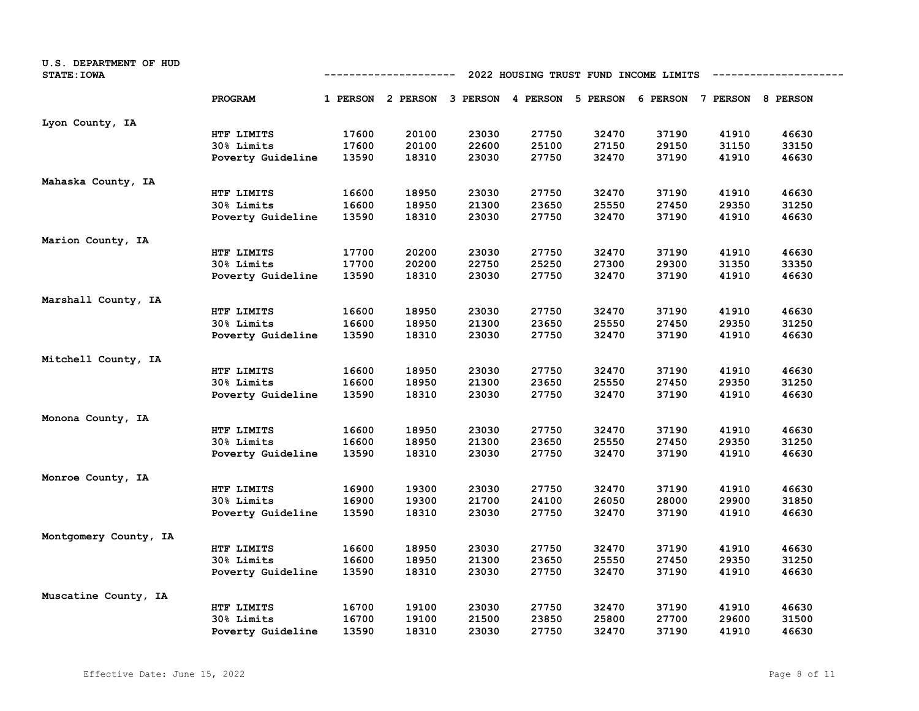U.S. DEPARTMENT OF HUD
STATE: IOWA

## 2022 HOUSING TRUST FUND INCOME LIMITS

| | PROGRAM | 1 PERSON | 2 PERSON | 3 PERSON | 4 PERSON | 5 PERSON | 6 PERSON | 7 PERSON | 8 PERSON |
|---|---|---|---|---|---|---|---|---|---|
| Lyon County, IA | | | | | | | | | |
| | HTF LIMITS | 17600 | 20100 | 23030 | 27750 | 32470 | 37190 | 41910 | 46630 |
| | 30% Limits | 17600 | 20100 | 22600 | 25100 | 27150 | 29150 | 31150 | 33150 |
| | Poverty Guideline | 13590 | 18310 | 23030 | 27750 | 32470 | 37190 | 41910 | 46630 |
| Mahaska County, IA | | | | | | | | | |
| | HTF LIMITS | 16600 | 18950 | 23030 | 27750 | 32470 | 37190 | 41910 | 46630 |
| | 30% Limits | 16600 | 18950 | 21300 | 23650 | 25550 | 27450 | 29350 | 31250 |
| | Poverty Guideline | 13590 | 18310 | 23030 | 27750 | 32470 | 37190 | 41910 | 46630 |
| Marion County, IA | | | | | | | | | |
| | HTF LIMITS | 17700 | 20200 | 23030 | 27750 | 32470 | 37190 | 41910 | 46630 |
| | 30% Limits | 17700 | 20200 | 22750 | 25250 | 27300 | 29300 | 31350 | 33350 |
| | Poverty Guideline | 13590 | 18310 | 23030 | 27750 | 32470 | 37190 | 41910 | 46630 |
| Marshall County, IA | | | | | | | | | |
| | HTF LIMITS | 16600 | 18950 | 23030 | 27750 | 32470 | 37190 | 41910 | 46630 |
| | 30% Limits | 16600 | 18950 | 21300 | 23650 | 25550 | 27450 | 29350 | 31250 |
| | Poverty Guideline | 13590 | 18310 | 23030 | 27750 | 32470 | 37190 | 41910 | 46630 |
| Mitchell County, IA | | | | | | | | | |
| | HTF LIMITS | 16600 | 18950 | 23030 | 27750 | 32470 | 37190 | 41910 | 46630 |
| | 30% Limits | 16600 | 18950 | 21300 | 23650 | 25550 | 27450 | 29350 | 31250 |
| | Poverty Guideline | 13590 | 18310 | 23030 | 27750 | 32470 | 37190 | 41910 | 46630 |
| Monona County, IA | | | | | | | | | |
| | HTF LIMITS | 16600 | 18950 | 23030 | 27750 | 32470 | 37190 | 41910 | 46630 |
| | 30% Limits | 16600 | 18950 | 21300 | 23650 | 25550 | 27450 | 29350 | 31250 |
| | Poverty Guideline | 13590 | 18310 | 23030 | 27750 | 32470 | 37190 | 41910 | 46630 |
| Monroe County, IA | | | | | | | | | |
| | HTF LIMITS | 16900 | 19300 | 23030 | 27750 | 32470 | 37190 | 41910 | 46630 |
| | 30% Limits | 16900 | 19300 | 21700 | 24100 | 26050 | 28000 | 29900 | 31850 |
| | Poverty Guideline | 13590 | 18310 | 23030 | 27750 | 32470 | 37190 | 41910 | 46630 |
| Montgomery County, IA | | | | | | | | | |
| | HTF LIMITS | 16600 | 18950 | 23030 | 27750 | 32470 | 37190 | 41910 | 46630 |
| | 30% Limits | 16600 | 18950 | 21300 | 23650 | 25550 | 27450 | 29350 | 31250 |
| | Poverty Guideline | 13590 | 18310 | 23030 | 27750 | 32470 | 37190 | 41910 | 46630 |
| Muscatine County, IA | | | | | | | | | |
| | HTF LIMITS | 16700 | 19100 | 23030 | 27750 | 32470 | 37190 | 41910 | 46630 |
| | 30% Limits | 16700 | 19100 | 21500 | 23850 | 25800 | 27700 | 29600 | 31500 |
| | Poverty Guideline | 13590 | 18310 | 23030 | 27750 | 32470 | 37190 | 41910 | 46630 |

Effective Date: June 15, 2022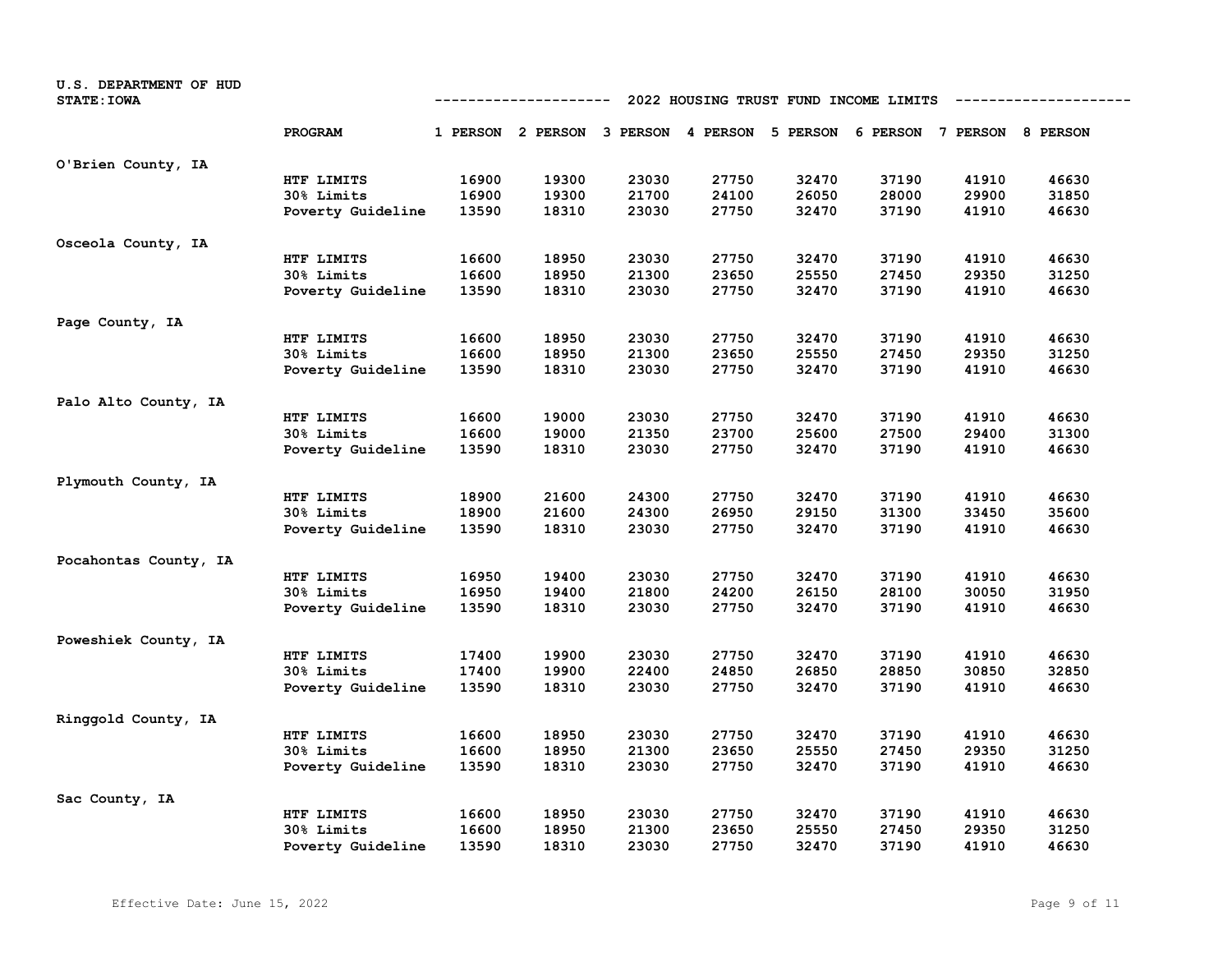U.S. DEPARTMENT OF HUD
STATE: IOWA

2022 HOUSING TRUST FUND INCOME LIMITS

| | PROGRAM | 1 PERSON | 2 PERSON | 3 PERSON | 4 PERSON | 5 PERSON | 6 PERSON | 7 PERSON | 8 PERSON |
|---|---|---|---|---|---|---|---|---|---|
| O'Brien County, IA | | | | | | | | | |
| | HTF LIMITS | 16900 | 19300 | 23030 | 27750 | 32470 | 37190 | 41910 | 46630 |
| | 30% Limits | 16900 | 19300 | 21700 | 24100 | 26050 | 28000 | 29900 | 31850 |
| | Poverty Guideline | 13590 | 18310 | 23030 | 27750 | 32470 | 37190 | 41910 | 46630 |
| Osceola County, IA | | | | | | | | | |
| | HTF LIMITS | 16600 | 18950 | 23030 | 27750 | 32470 | 37190 | 41910 | 46630 |
| | 30% Limits | 16600 | 18950 | 21300 | 23650 | 25550 | 27450 | 29350 | 31250 |
| | Poverty Guideline | 13590 | 18310 | 23030 | 27750 | 32470 | 37190 | 41910 | 46630 |
| Page County, IA | | | | | | | | | |
| | HTF LIMITS | 16600 | 18950 | 23030 | 27750 | 32470 | 37190 | 41910 | 46630 |
| | 30% Limits | 16600 | 18950 | 21300 | 23650 | 25550 | 27450 | 29350 | 31250 |
| | Poverty Guideline | 13590 | 18310 | 23030 | 27750 | 32470 | 37190 | 41910 | 46630 |
| Palo Alto County, IA | | | | | | | | | |
| | HTF LIMITS | 16600 | 19000 | 23030 | 27750 | 32470 | 37190 | 41910 | 46630 |
| | 30% Limits | 16600 | 19000 | 21350 | 23700 | 25600 | 27500 | 29400 | 31300 |
| | Poverty Guideline | 13590 | 18310 | 23030 | 27750 | 32470 | 37190 | 41910 | 46630 |
| Plymouth County, IA | | | | | | | | | |
| | HTF LIMITS | 18900 | 21600 | 24300 | 27750 | 32470 | 37190 | 41910 | 46630 |
| | 30% Limits | 18900 | 21600 | 24300 | 26950 | 29150 | 31300 | 33450 | 35600 |
| | Poverty Guideline | 13590 | 18310 | 23030 | 27750 | 32470 | 37190 | 41910 | 46630 |
| Pocahontas County, IA | | | | | | | | | |
| | HTF LIMITS | 16950 | 19400 | 23030 | 27750 | 32470 | 37190 | 41910 | 46630 |
| | 30% Limits | 16950 | 19400 | 21800 | 24200 | 26150 | 28100 | 30050 | 31950 |
| | Poverty Guideline | 13590 | 18310 | 23030 | 27750 | 32470 | 37190 | 41910 | 46630 |
| Poweshiek County, IA | | | | | | | | | |
| | HTF LIMITS | 17400 | 19900 | 23030 | 27750 | 32470 | 37190 | 41910 | 46630 |
| | 30% Limits | 17400 | 19900 | 22400 | 24850 | 26850 | 28850 | 30850 | 32850 |
| | Poverty Guideline | 13590 | 18310 | 23030 | 27750 | 32470 | 37190 | 41910 | 46630 |
| Ringgold County, IA | | | | | | | | | |
| | HTF LIMITS | 16600 | 18950 | 23030 | 27750 | 32470 | 37190 | 41910 | 46630 |
| | 30% Limits | 16600 | 18950 | 21300 | 23650 | 25550 | 27450 | 29350 | 31250 |
| | Poverty Guideline | 13590 | 18310 | 23030 | 27750 | 32470 | 37190 | 41910 | 46630 |
| Sac County, IA | | | | | | | | | |
| | HTF LIMITS | 16600 | 18950 | 23030 | 27750 | 32470 | 37190 | 41910 | 46630 |
| | 30% Limits | 16600 | 18950 | 21300 | 23650 | 25550 | 27450 | 29350 | 31250 |
| | Poverty Guideline | 13590 | 18310 | 23030 | 27750 | 32470 | 37190 | 41910 | 46630 |

Effective Date: June 15, 2022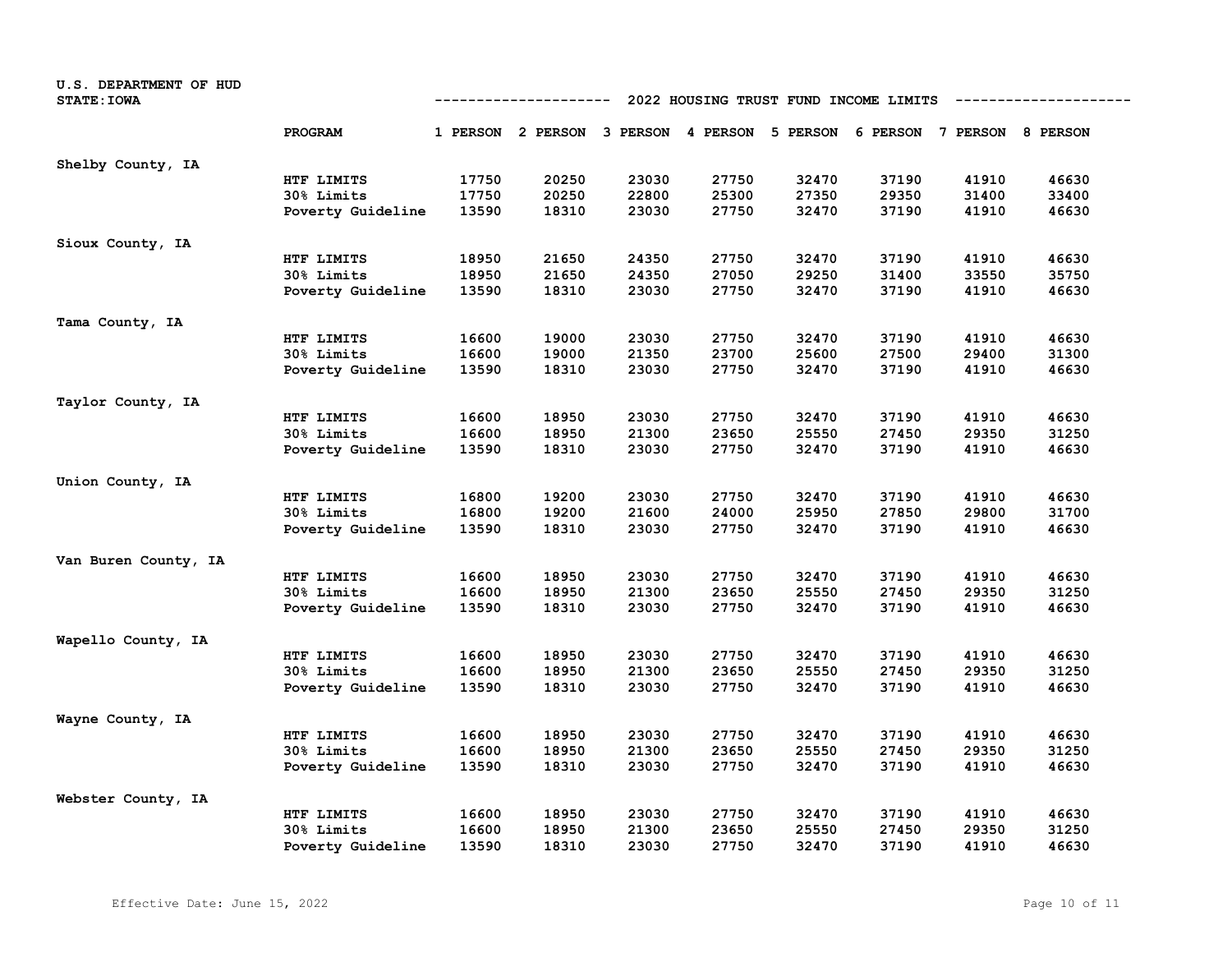U.S. DEPARTMENT OF HUD
STATE: IOWA

## 2022 HOUSING TRUST FUND INCOME LIMITS

| | PROGRAM | 1 PERSON | 2 PERSON | 3 PERSON | 4 PERSON | 5 PERSON | 6 PERSON | 7 PERSON | 8 PERSON |
|---|---|---|---|---|---|---|---|---|---|
| Shelby County, IA | | | | | | | | | |
| | HTF LIMITS | 17750 | 20250 | 23030 | 27750 | 32470 | 37190 | 41910 | 46630 |
| | 30% Limits | 17750 | 20250 | 22800 | 25300 | 27350 | 29350 | 31400 | 33400 |
| | Poverty Guideline | 13590 | 18310 | 23030 | 27750 | 32470 | 37190 | 41910 | 46630 |
| Sioux County, IA | | | | | | | | | |
| | HTF LIMITS | 18950 | 21650 | 24350 | 27750 | 32470 | 37190 | 41910 | 46630 |
| | 30% Limits | 18950 | 21650 | 24350 | 27050 | 29250 | 31400 | 33550 | 35750 |
| | Poverty Guideline | 13590 | 18310 | 23030 | 27750 | 32470 | 37190 | 41910 | 46630 |
| Tama County, IA | | | | | | | | | |
| | HTF LIMITS | 16600 | 19000 | 23030 | 27750 | 32470 | 37190 | 41910 | 46630 |
| | 30% Limits | 16600 | 19000 | 21350 | 23700 | 25600 | 27500 | 29400 | 31300 |
| | Poverty Guideline | 13590 | 18310 | 23030 | 27750 | 32470 | 37190 | 41910 | 46630 |
| Taylor County, IA | | | | | | | | | |
| | HTF LIMITS | 16600 | 18950 | 23030 | 27750 | 32470 | 37190 | 41910 | 46630 |
| | 30% Limits | 16600 | 18950 | 21300 | 23650 | 25550 | 27450 | 29350 | 31250 |
| | Poverty Guideline | 13590 | 18310 | 23030 | 27750 | 32470 | 37190 | 41910 | 46630 |
| Union County, IA | | | | | | | | | |
| | HTF LIMITS | 16800 | 19200 | 23030 | 27750 | 32470 | 37190 | 41910 | 46630 |
| | 30% Limits | 16800 | 19200 | 21600 | 24000 | 25950 | 27850 | 29800 | 31700 |
| | Poverty Guideline | 13590 | 18310 | 23030 | 27750 | 32470 | 37190 | 41910 | 46630 |
| Van Buren County, IA | | | | | | | | | |
| | HTF LIMITS | 16600 | 18950 | 23030 | 27750 | 32470 | 37190 | 41910 | 46630 |
| | 30% Limits | 16600 | 18950 | 21300 | 23650 | 25550 | 27450 | 29350 | 31250 |
| | Poverty Guideline | 13590 | 18310 | 23030 | 27750 | 32470 | 37190 | 41910 | 46630 |
| Wapello County, IA | | | | | | | | | |
| | HTF LIMITS | 16600 | 18950 | 23030 | 27750 | 32470 | 37190 | 41910 | 46630 |
| | 30% Limits | 16600 | 18950 | 21300 | 23650 | 25550 | 27450 | 29350 | 31250 |
| | Poverty Guideline | 13590 | 18310 | 23030 | 27750 | 32470 | 37190 | 41910 | 46630 |
| Wayne County, IA | | | | | | | | | |
| | HTF LIMITS | 16600 | 18950 | 23030 | 27750 | 32470 | 37190 | 41910 | 46630 |
| | 30% Limits | 16600 | 18950 | 21300 | 23650 | 25550 | 27450 | 29350 | 31250 |
| | Poverty Guideline | 13590 | 18310 | 23030 | 27750 | 32470 | 37190 | 41910 | 46630 |
| Webster County, IA | | | | | | | | | |
| | HTF LIMITS | 16600 | 18950 | 23030 | 27750 | 32470 | 37190 | 41910 | 46630 |
| | 30% Limits | 16600 | 18950 | 21300 | 23650 | 25550 | 27450 | 29350 | 31250 |
| | Poverty Guideline | 13590 | 18310 | 23030 | 27750 | 32470 | 37190 | 41910 | 46630 |

Effective Date: June 15, 2022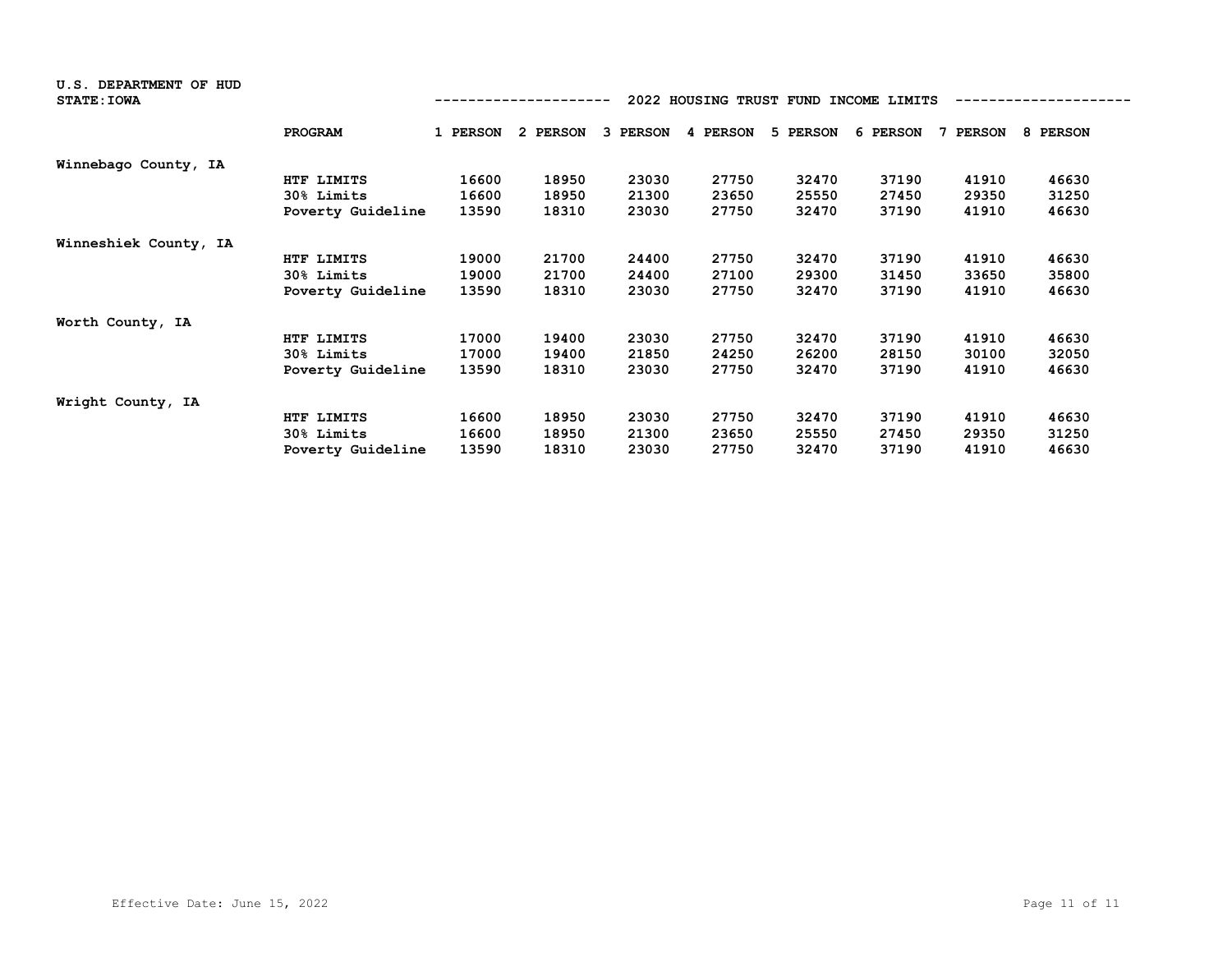U.S. DEPARTMENT OF HUD
STATE: IOWA

## 2022 HOUSING TRUST FUND INCOME LIMITS

| | PROGRAM | 1 PERSON | 2 PERSON | 3 PERSON | 4 PERSON | 5 PERSON | 6 PERSON | 7 PERSON | 8 PERSON |
|---|---|---|---|---|---|---|---|---|---|
| Winnebago County, IA | | | | | | | | | |
| | HTF LIMITS | 16600 | 18950 | 23030 | 27750 | 32470 | 37190 | 41910 | 46630 |
| | 30% Limits | 16600 | 18950 | 21300 | 23650 | 25550 | 27450 | 29350 | 31250 |
| | Poverty Guideline | 13590 | 18310 | 23030 | 27750 | 32470 | 37190 | 41910 | 46630 |
| Winneshiek County, IA | | | | | | | | | |
| | HTF LIMITS | 19000 | 21700 | 24400 | 27750 | 32470 | 37190 | 41910 | 46630 |
| | 30% Limits | 19000 | 21700 | 24400 | 27100 | 29300 | 31450 | 33650 | 35800 |
| | Poverty Guideline | 13590 | 18310 | 23030 | 27750 | 32470 | 37190 | 41910 | 46630 |
| Worth County, IA | | | | | | | | | |
| | HTF LIMITS | 17000 | 19400 | 23030 | 27750 | 32470 | 37190 | 41910 | 46630 |
| | 30% Limits | 17000 | 19400 | 21850 | 24250 | 26200 | 28150 | 30100 | 32050 |
| | Poverty Guideline | 13590 | 18310 | 23030 | 27750 | 32470 | 37190 | 41910 | 46630 |
| Wright County, IA | | | | | | | | | |
| | HTF LIMITS | 16600 | 18950 | 23030 | 27750 | 32470 | 37190 | 41910 | 46630 |
| | 30% Limits | 16600 | 18950 | 21300 | 23650 | 25550 | 27450 | 29350 | 31250 |
| | Poverty Guideline | 13590 | 18310 | 23030 | 27750 | 32470 | 37190 | 41910 | 46630 |

Effective Date: June 15, 2022